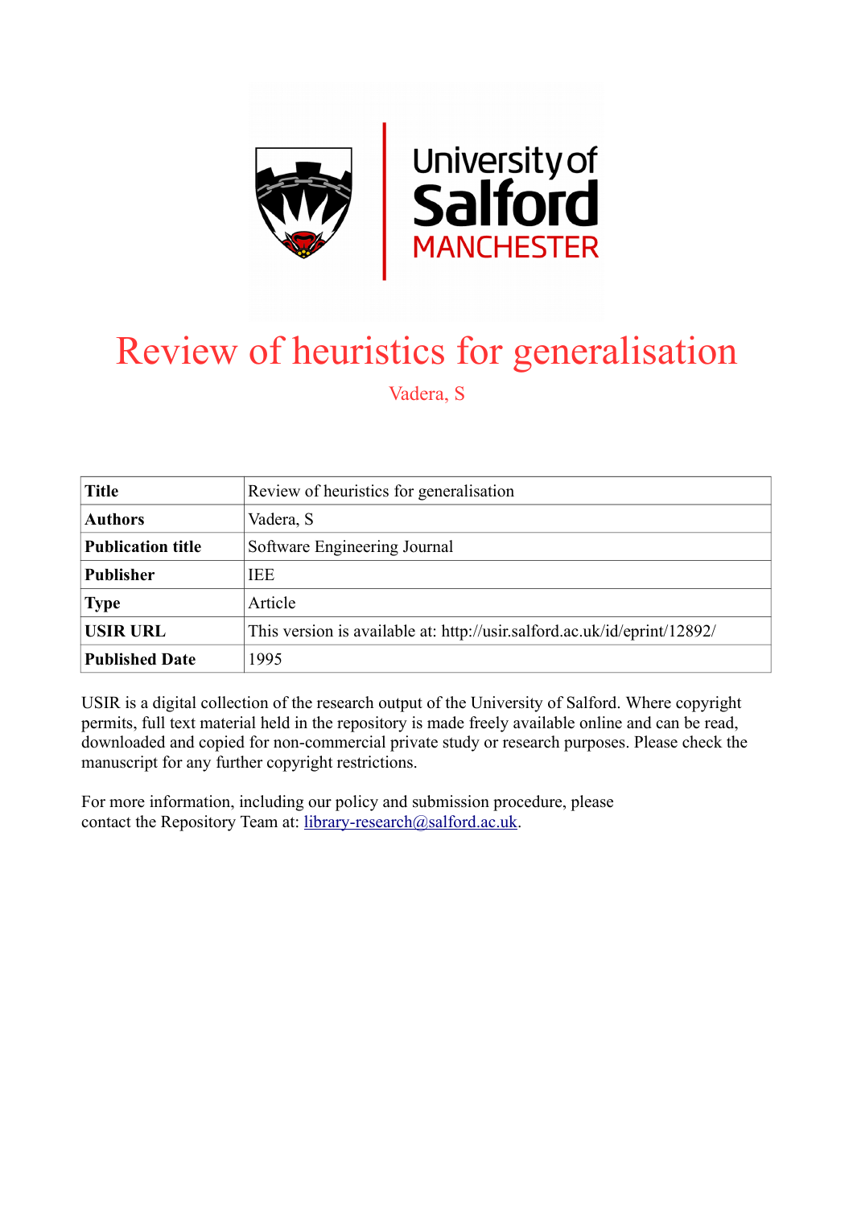# Review of heuristics for generalisation

Vadera, S

| Title | Review of heuristics for generalisation |
|---|---|
| Authors | Vadera, S |
| Publication title | Software Engineering Journal |
| Publisher | IEE |
| Type | Article |
| USIR URL | This version is available at: http://usir.salford.ac.uk/id/eprint/12892/ |
| Published Date | 1995 |

USIR is a digital collection of the research output of the University of Salford. Where copyright permits, full text material held in the repository is made freely available online and can be read, downloaded and copied for non-commercial private study or research purposes. Please check the manuscript for any further copyright restrictions.

For more information, including our policy and submission procedure, please contact the Repository Team at: library-research@salford.ac.uk.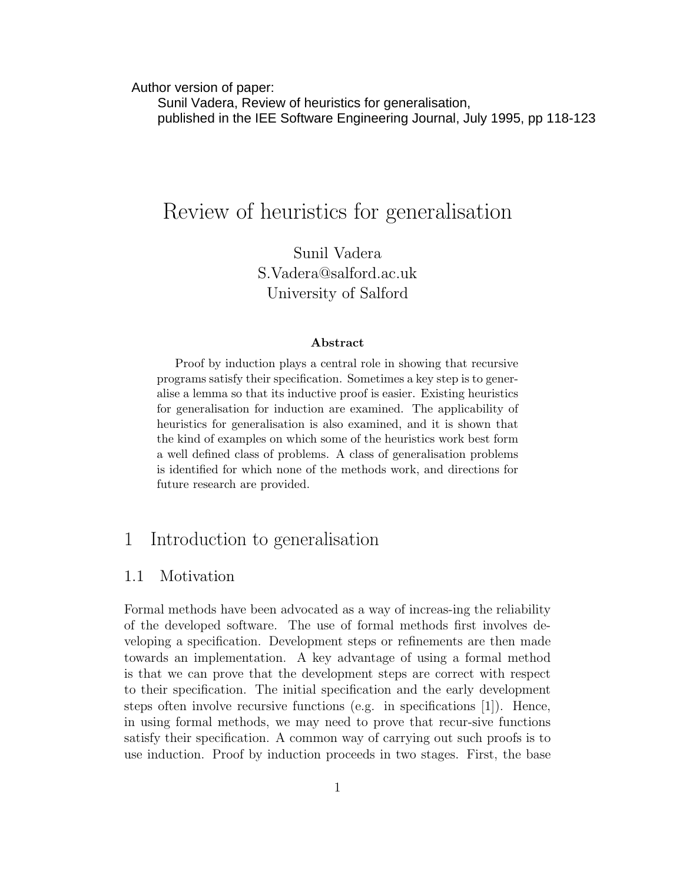Author version of paper:
Sunil Vadera, Review of heuristics for generalisation,
published in the IEE Software Engineering Journal, July 1995, pp 118-123

# Review of heuristics for generalisation

Sunil Vadera
S.Vadera@salford.ac.uk
University of Salford

### Abstract

Proof by induction plays a central role in showing that recursive programs satisfy their specification. Sometimes a key step is to generalise a lemma so that its inductive proof is easier. Existing heuristics for generalisation for induction are examined. The applicability of heuristics for generalisation is also examined, and it is shown that the kind of examples on which some of the heuristics work best form a well defined class of problems. A class of generalisation problems is identified for which none of the methods work, and directions for future research are provided.

## 1 Introduction to generalisation

### 1.1 Motivation

Formal methods have been advocated as a way of increas-ing the reliability of the developed software. The use of formal methods first involves developing a specification. Development steps or refinements are then made towards an implementation. A key advantage of using a formal method is that we can prove that the development steps are correct with respect to their specification. The initial specification and the early development steps often involve recursive functions (e.g. in specifications [1]). Hence, in using formal methods, we may need to prove that recur-sive functions satisfy their specification. A common way of carrying out such proofs is to use induction. Proof by induction proceeds in two stages. First, the base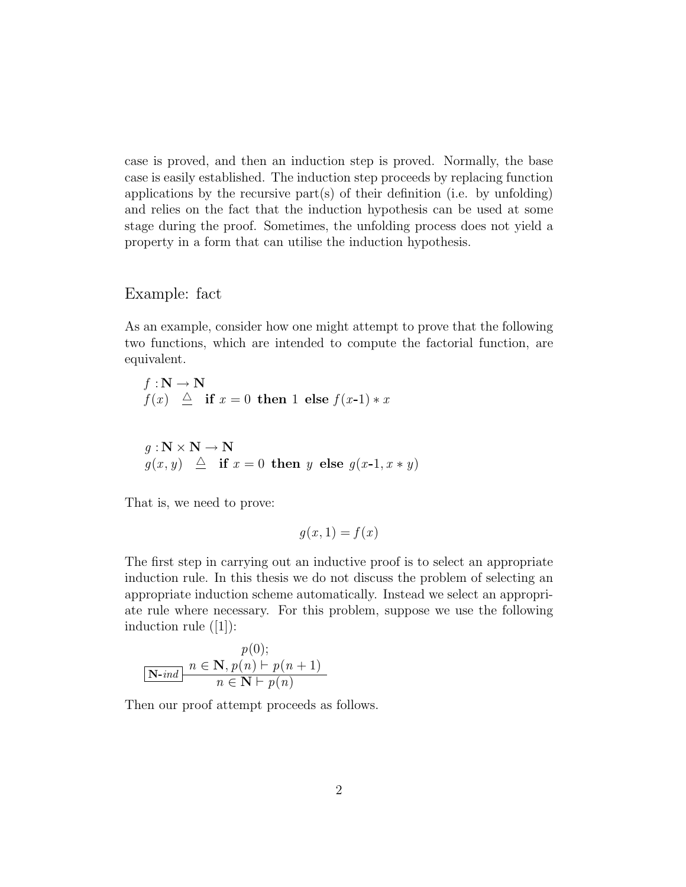case is proved, and then an induction step is proved. Normally, the base case is easily established. The induction step proceeds by replacing function applications by the recursive part(s) of their definition (i.e. by unfolding) and relies on the fact that the induction hypothesis can be used at some stage during the proof. Sometimes, the unfolding process does not yield a property in a form that can utilise the induction hypothesis.

## Example: fact

As an example, consider how one might attempt to prove that the following two functions, which are intended to compute the factorial function, are equivalent.

$$f : \mathbf{N} \rightarrow \mathbf{N}$$
$$f(x) \quad \triangleq \quad \textbf{if } x = 0 \textbf{ then } 1 \textbf{ else } f(x\text{-}1) * x$$

$$g : \mathbf{N} \times \mathbf{N} \rightarrow \mathbf{N}$$
$$g(x, y) \quad \triangleq \quad \textbf{if } x = 0 \textbf{ then } y \textbf{ else } g(x\text{-}1, x * y)$$

That is, we need to prove:

$$g(x, 1) = f(x)$$

The first step in carrying out an inductive proof is to select an appropriate induction rule. In this thesis we do not discuss the problem of selecting an appropriate induction scheme automatically. Instead we select an appropriate rule where necessary. For this problem, suppose we use the following induction rule ([1]):

$$\boxed{\mathbf{N}\text{-}ind} \; \frac{p(0); \quad n \in \mathbf{N}, p(n) \vdash p(n+1)}{n \in \mathbf{N} \vdash p(n)}$$

Then our proof attempt proceeds as follows.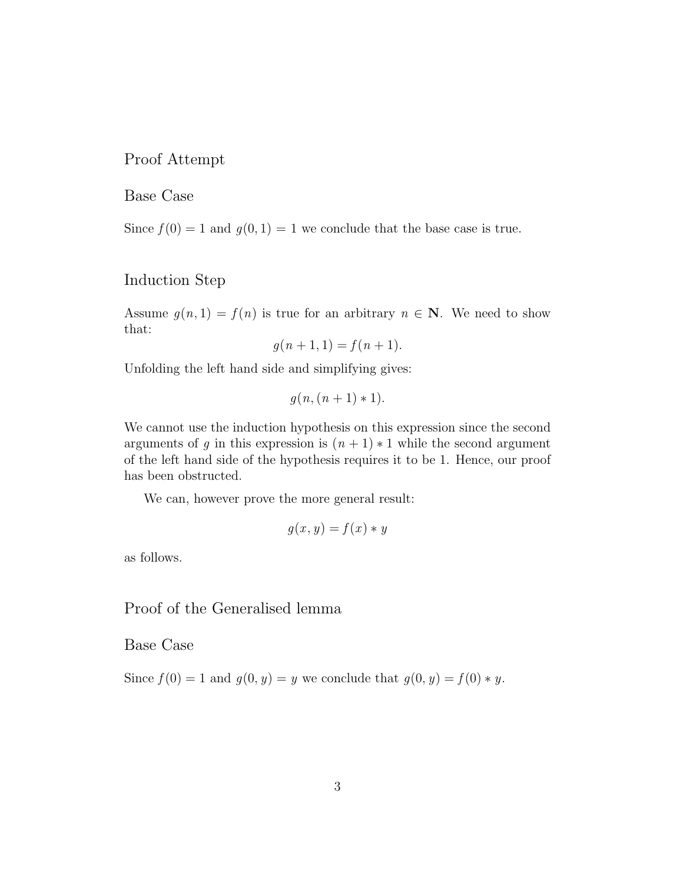## Proof Attempt

### Base Case

Since $f(0) = 1$ and $g(0, 1) = 1$ we conclude that the base case is true.

### Induction Step

Assume $g(n, 1) = f(n)$ is true for an arbitrary $n \in \mathbf{N}$. We need to show that:

$$g(n + 1, 1) = f(n + 1).$$

Unfolding the left hand side and simplifying gives:

$$g(n, (n + 1) * 1).$$

We cannot use the induction hypothesis on this expression since the second arguments of $g$ in this expression is $(n + 1) * 1$ while the second argument of the left hand side of the hypothesis requires it to be 1. Hence, our proof has been obstructed.

We can, however prove the more general result:

$$g(x, y) = f(x) * y$$

as follows.

## Proof of the Generalised lemma

### Base Case

Since $f(0) = 1$ and $g(0, y) = y$ we conclude that $g(0, y) = f(0) * y$.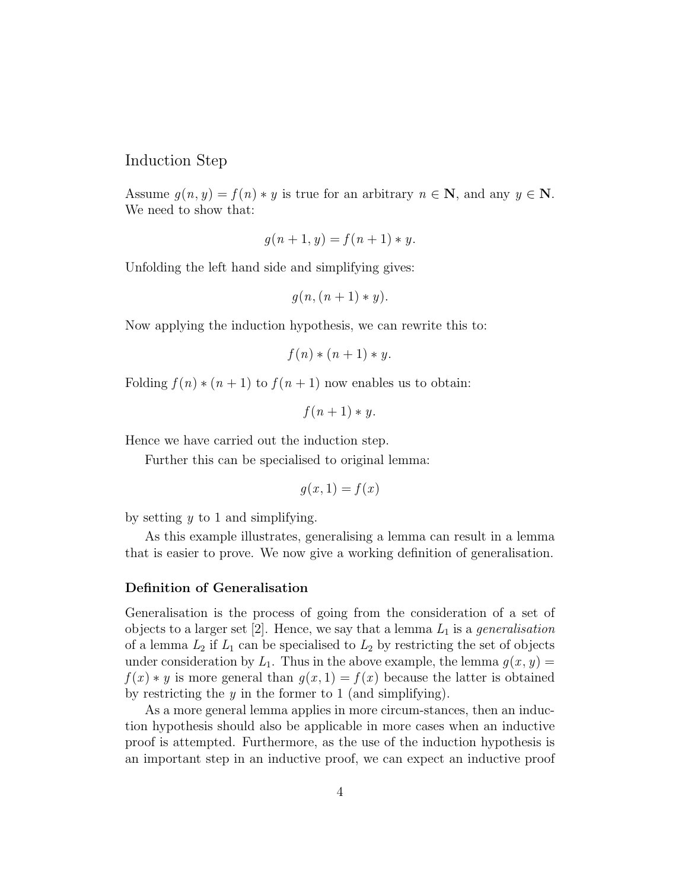### Induction Step

Assume $g(n, y) = f(n) * y$ is true for an arbitrary $n \in \mathbf{N}$, and any $y \in \mathbf{N}$. We need to show that:

$$g(n+1, y) = f(n+1) * y.$$

Unfolding the left hand side and simplifying gives:

$$g(n, (n+1) * y).$$

Now applying the induction hypothesis, we can rewrite this to:

$$f(n) * (n+1) * y.$$

Folding $f(n) * (n+1)$ to $f(n+1)$ now enables us to obtain:

$$f(n+1) * y.$$

Hence we have carried out the induction step.

Further this can be specialised to original lemma:

$$g(x, 1) = f(x)$$

by setting $y$ to 1 and simplifying.

As this example illustrates, generalising a lemma can result in a lemma that is easier to prove. We now give a working definition of generalisation.

#### Definition of Generalisation

Generalisation is the process of going from the consideration of a set of objects to a larger set [2]. Hence, we say that a lemma $L_1$ is a *generalisation* of a lemma $L_2$ if $L_1$ can be specialised to $L_2$ by restricting the set of objects under consideration by $L_1$. Thus in the above example, the lemma $g(x, y) = f(x) * y$ is more general than $g(x, 1) = f(x)$ because the latter is obtained by restricting the $y$ in the former to 1 (and simplifying).

As a more general lemma applies in more circum-stances, then an induction hypothesis should also be applicable in more cases when an inductive proof is attempted. Furthermore, as the use of the induction hypothesis is an important step in an inductive proof, we can expect an inductive proof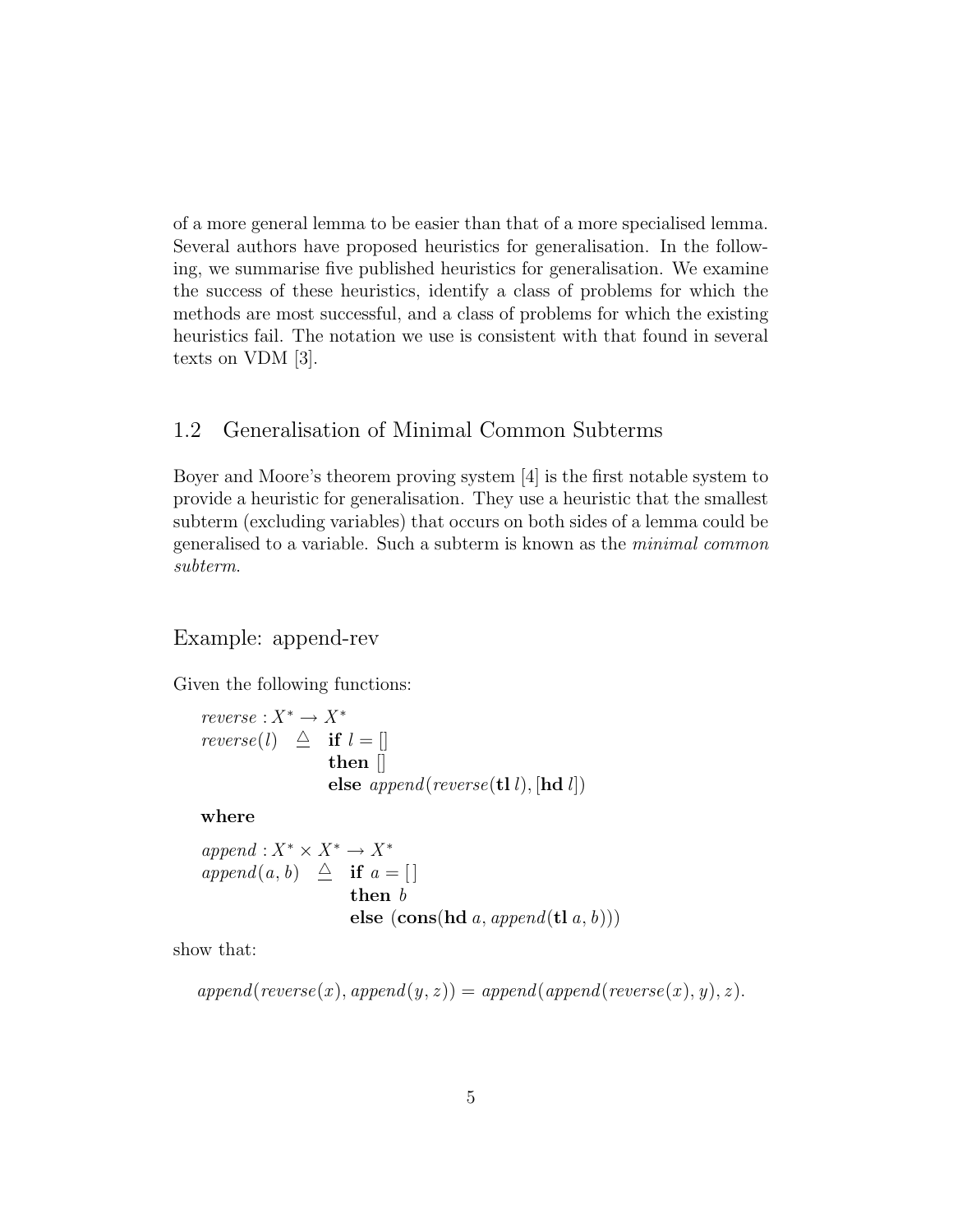of a more general lemma to be easier than that of a more specialised lemma. Several authors have proposed heuristics for generalisation. In the following, we summarise five published heuristics for generalisation. We examine the success of these heuristics, identify a class of problems for which the methods are most successful, and a class of problems for which the existing heuristics fail. The notation we use is consistent with that found in several texts on VDM [3].

## 1.2 Generalisation of Minimal Common Subterms

Boyer and Moore's theorem proving system [4] is the first notable system to provide a heuristic for generalisation. They use a heuristic that the smallest subterm (excluding variables) that occurs on both sides of a lemma could be generalised to a variable. Such a subterm is known as the *minimal common subterm*.

### Example: append-rev

Given the following functions:

$$
\begin{array}{lcl}
\multicolumn{3}{l}{reverse : X^* \to X^*} \\
reverse(l) & \triangleq & \textbf{if } l = [\,] \\
 & & \textbf{then } [\,] \\
 & & \textbf{else } append(reverse(\textbf{tl } l), [\textbf{hd } l])
\end{array}
$$

**where**

$$
\begin{array}{lcl}
\multicolumn{3}{l}{append : X^* \times X^* \to X^*} \\
append(a, b) & \triangleq & \textbf{if } a = [\,] \\
 & & \textbf{then } b \\
 & & \textbf{else } (\textbf{cons}(\textbf{hd } a, append(\textbf{tl } a, b)))
\end{array}
$$

show that:

$$
append(reverse(x), append(y, z)) = append(append(reverse(x), y), z).
$$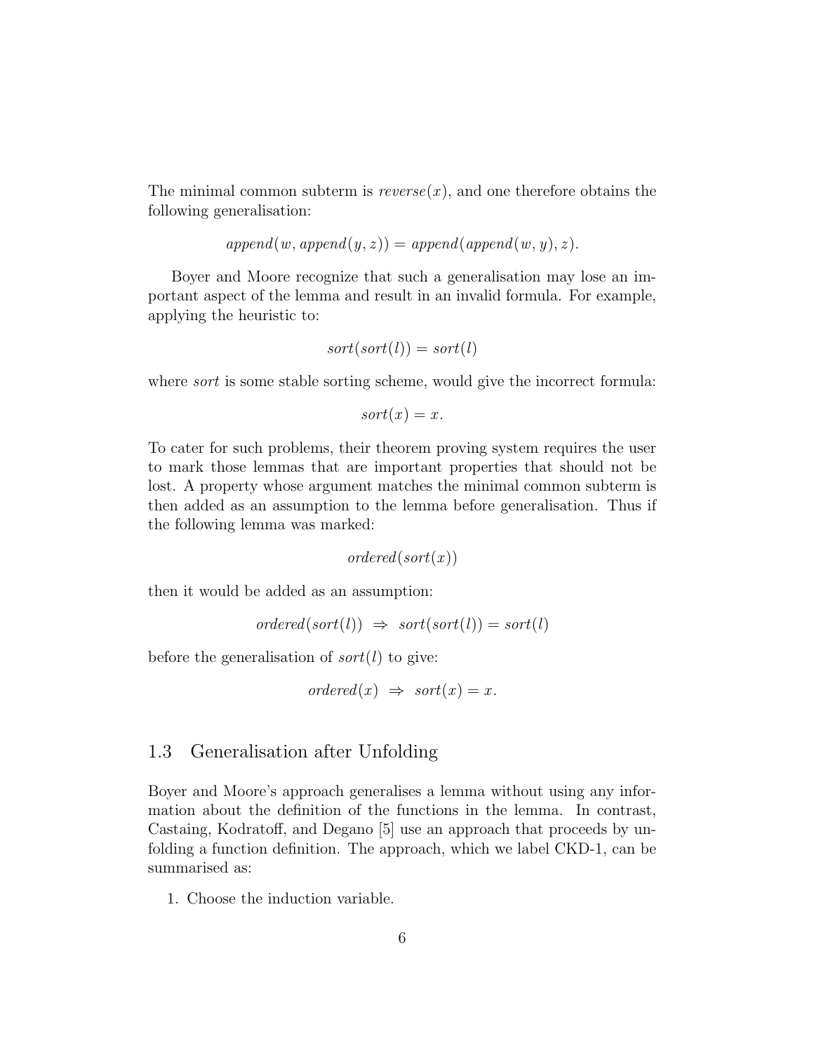The minimal common subterm is $reverse(x)$, and one therefore obtains the following generalisation:

$$append(w, append(y, z)) = append(append(w, y), z).$$

Boyer and Moore recognize that such a generalisation may lose an important aspect of the lemma and result in an invalid formula. For example, applying the heuristic to:

$$sort(sort(l)) = sort(l)$$

where *sort* is some stable sorting scheme, would give the incorrect formula:

$$sort(x) = x.$$

To cater for such problems, their theorem proving system requires the user to mark those lemmas that are important properties that should not be lost. A property whose argument matches the minimal common subterm is then added as an assumption to the lemma before generalisation. Thus if the following lemma was marked:

$$ordered(sort(x))$$

then it would be added as an assumption:

$$ordered(sort(l)) \;\Rightarrow\; sort(sort(l)) = sort(l)$$

before the generalisation of $sort(l)$ to give:

$$ordered(x) \;\Rightarrow\; sort(x) = x.$$

## 1.3 Generalisation after Unfolding

Boyer and Moore's approach generalises a lemma without using any information about the definition of the functions in the lemma. In contrast, Castaing, Kodratoff, and Degano [5] use an approach that proceeds by unfolding a function definition. The approach, which we label CKD-1, can be summarised as:

1. Choose the induction variable.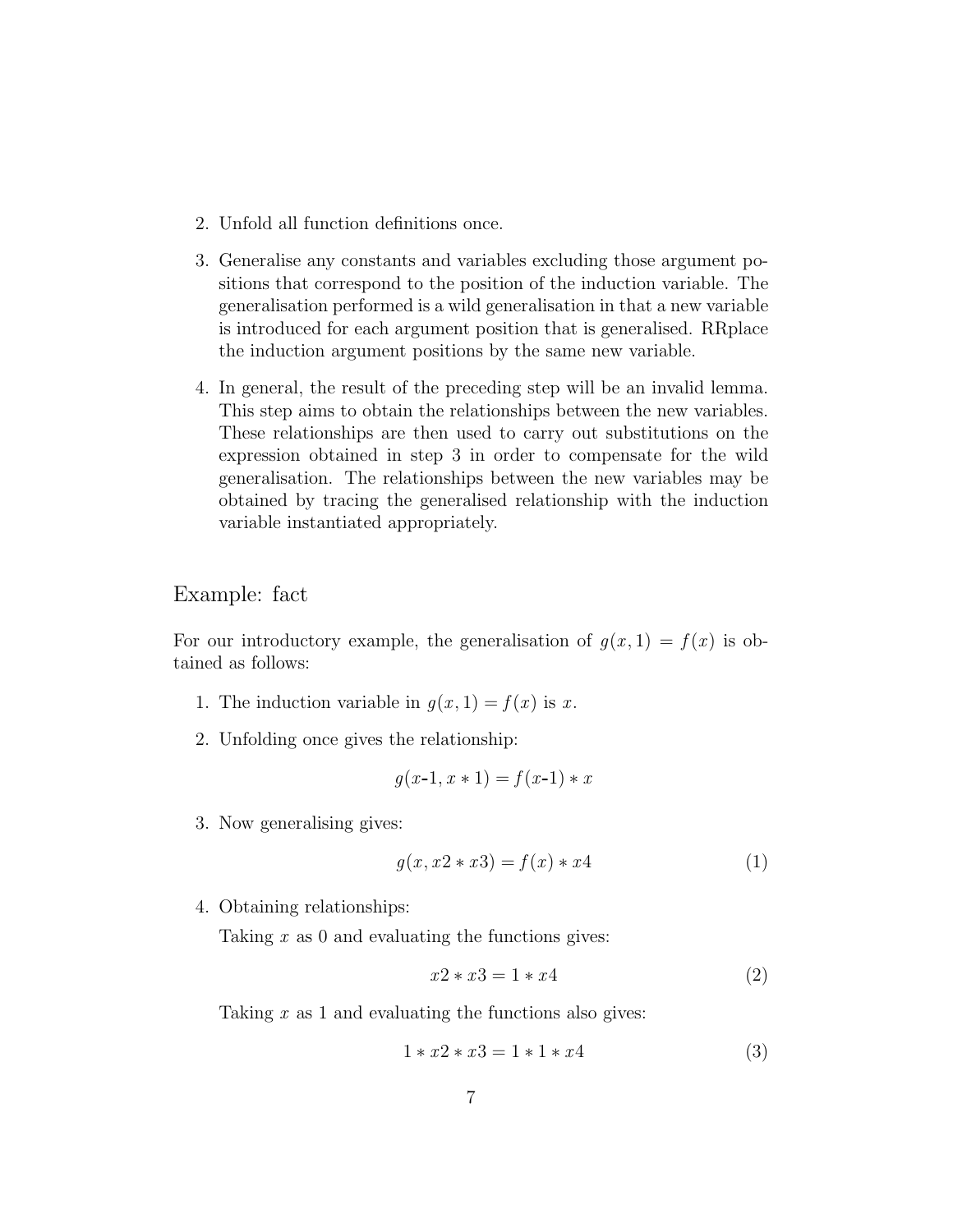2. Unfold all function definitions once.

3. Generalise any constants and variables excluding those argument positions that correspond to the position of the induction variable. The generalisation performed is a wild generalisation in that a new variable is introduced for each argument position that is generalised. RRplace the induction argument positions by the same new variable.

4. In general, the result of the preceding step will be an invalid lemma. This step aims to obtain the relationships between the new variables. These relationships are then used to carry out substitutions on the expression obtained in step 3 in order to compensate for the wild generalisation. The relationships between the new variables may be obtained by tracing the generalised relationship with the induction variable instantiated appropriately.

## Example: fact

For our introductory example, the generalisation of $g(x, 1) = f(x)$ is obtained as follows:

1. The induction variable in $g(x, 1) = f(x)$ is $x$.

2. Unfolding once gives the relationship:

$$g(x\text{-}1, x * 1) = f(x\text{-}1) * x$$

3. Now generalising gives:

$$g(x, x2 * x3) = f(x) * x4 \tag{1}$$

4. Obtaining relationships:

   Taking $x$ as 0 and evaluating the functions gives:

$$x2 * x3 = 1 * x4 \tag{2}$$

   Taking $x$ as 1 and evaluating the functions also gives:

$$1 * x2 * x3 = 1 * 1 * x4 \tag{3}$$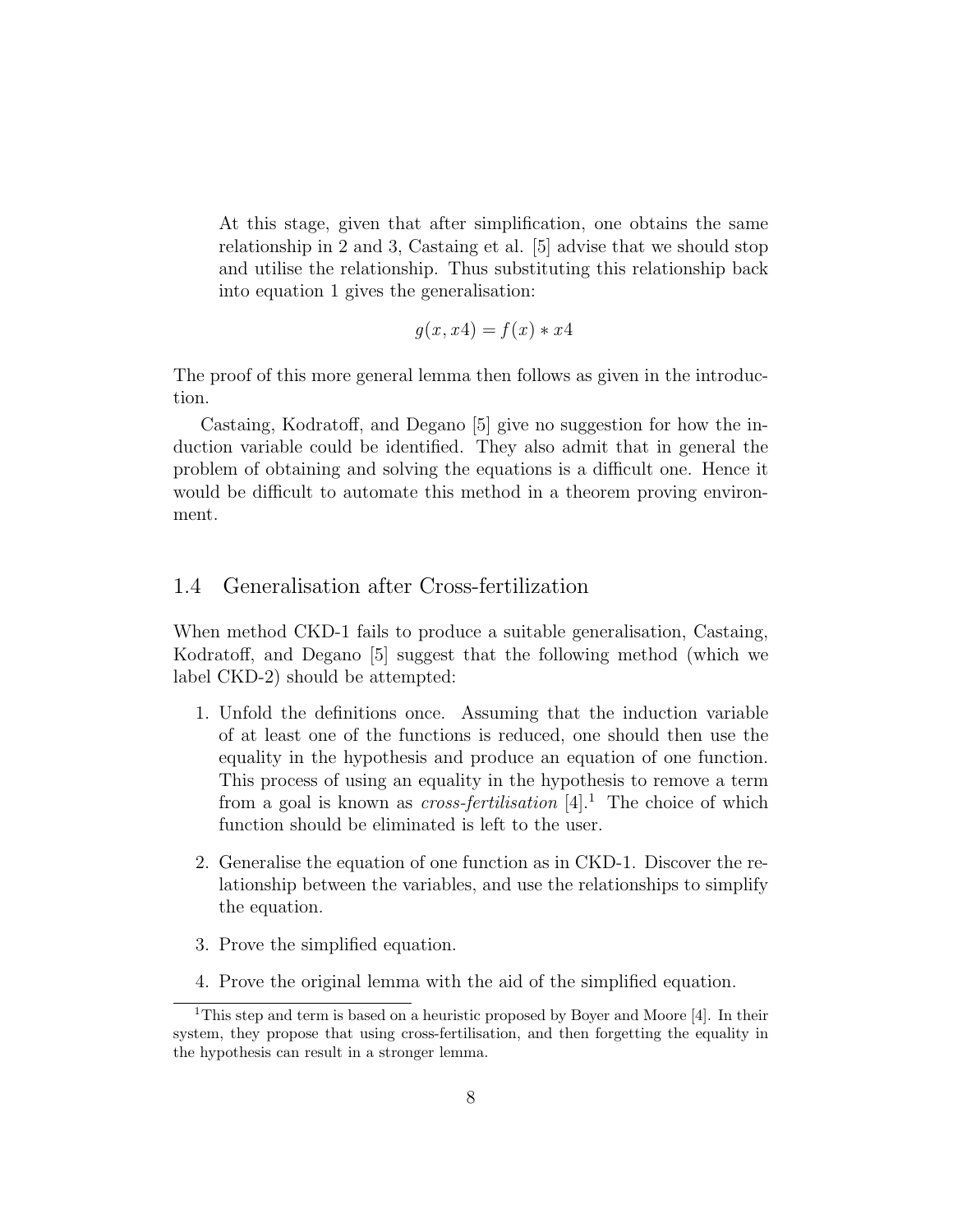At this stage, given that after simplification, one obtains the same relationship in 2 and 3, Castaing et al. [5] advise that we should stop and utilise the relationship. Thus substituting this relationship back into equation 1 gives the generalisation:

$$g(x, x4) = f(x) * x4$$

The proof of this more general lemma then follows as given in the introduction.

Castaing, Kodratoff, and Degano [5] give no suggestion for how the induction variable could be identified. They also admit that in general the problem of obtaining and solving the equations is a difficult one. Hence it would be difficult to automate this method in a theorem proving environment.

## 1.4 Generalisation after Cross-fertilization

When method CKD-1 fails to produce a suitable generalisation, Castaing, Kodratoff, and Degano [5] suggest that the following method (which we label CKD-2) should be attempted:

1. Unfold the definitions once. Assuming that the induction variable of at least one of the functions is reduced, one should then use the equality in the hypothesis and produce an equation of one function. This process of using an equality in the hypothesis to remove a term from a goal is known as *cross-fertilisation* [4].[1] The choice of which function should be eliminated is left to the user.

2. Generalise the equation of one function as in CKD-1. Discover the relationship between the variables, and use the relationships to simplify the equation.

3. Prove the simplified equation.

4. Prove the original lemma with the aid of the simplified equation.

[1] This step and term is based on a heuristic proposed by Boyer and Moore [4]. In their system, they propose that using cross-fertilisation, and then forgetting the equality in the hypothesis can result in a stronger lemma.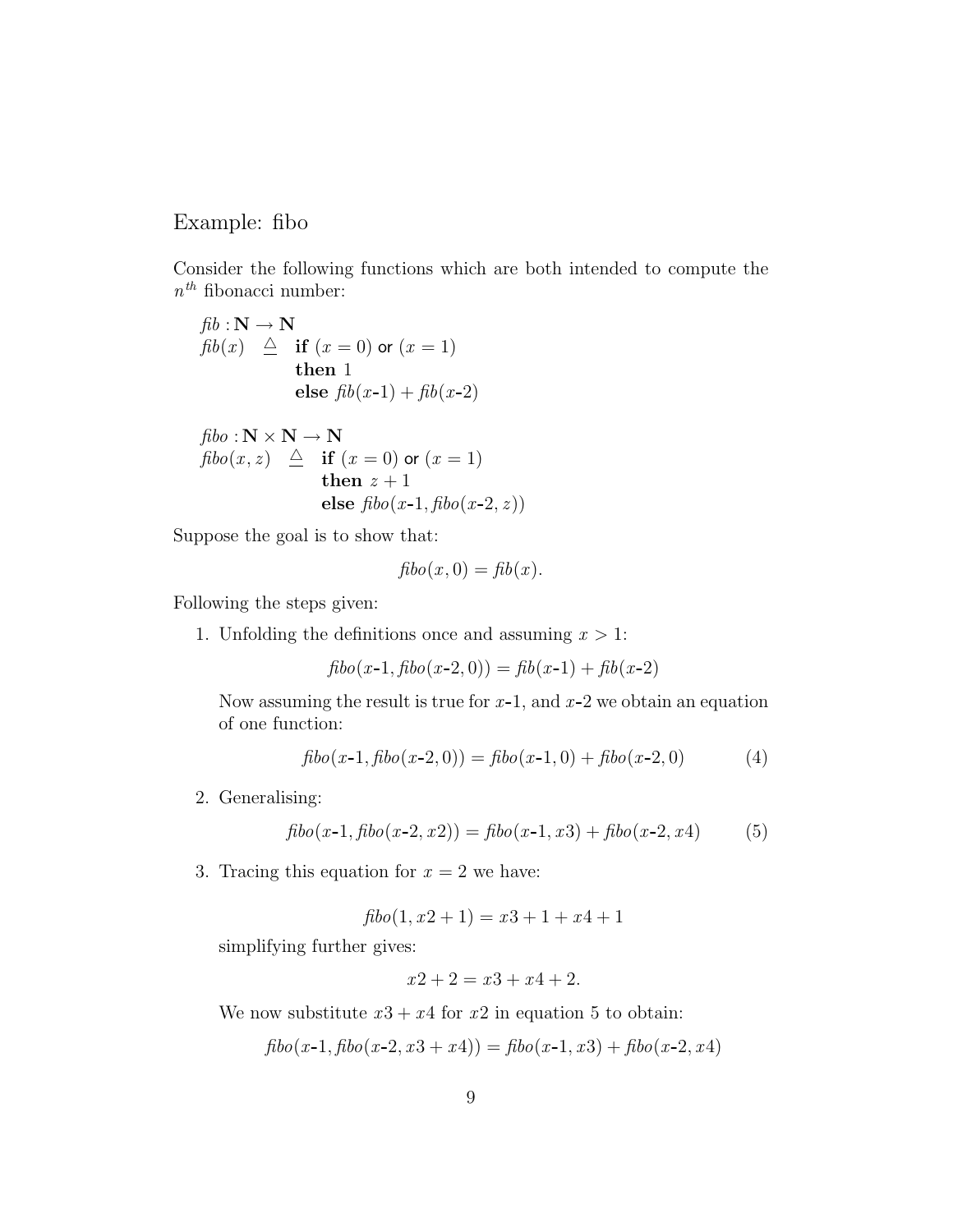## Example: fibo

Consider the following functions which are both intended to compute the $n^{th}$ fibonacci number:

$$
\begin{array}{lcl}
\mathit{fib} : \mathbf{N} \to \mathbf{N} & & \\
\mathit{fib}(x) & \triangleq & \textbf{if } (x = 0) \textsf{ or } (x = 1) \\
 & & \textbf{then } 1 \\
 & & \textbf{else } \mathit{fib}(x\text{-}1) + \mathit{fib}(x\text{-}2)
\end{array}
$$

$$
\begin{array}{lcl}
\mathit{fibo} : \mathbf{N} \times \mathbf{N} \to \mathbf{N} & & \\
\mathit{fibo}(x, z) & \triangleq & \textbf{if } (x = 0) \textsf{ or } (x = 1) \\
 & & \textbf{then } z + 1 \\
 & & \textbf{else } \mathit{fibo}(x\text{-}1, \mathit{fibo}(x\text{-}2, z))
\end{array}
$$

Suppose the goal is to show that:

$$\mathit{fibo}(x, 0) = \mathit{fib}(x).$$

Following the steps given:

1. Unfolding the definitions once and assuming $x > 1$:

   $$\mathit{fibo}(x\text{-}1, \mathit{fibo}(x\text{-}2, 0)) = \mathit{fib}(x\text{-}1) + \mathit{fib}(x\text{-}2)$$

   Now assuming the result is true for $x$-1, and $x$-2 we obtain an equation of one function:

   $$\mathit{fibo}(x\text{-}1, \mathit{fibo}(x\text{-}2, 0)) = \mathit{fibo}(x\text{-}1, 0) + \mathit{fibo}(x\text{-}2, 0) \tag{4}$$

2. Generalising:

   $$\mathit{fibo}(x\text{-}1, \mathit{fibo}(x\text{-}2, x2)) = \mathit{fibo}(x\text{-}1, x3) + \mathit{fibo}(x\text{-}2, x4) \tag{5}$$

3. Tracing this equation for $x = 2$ we have:

   $$\mathit{fibo}(1, x2 + 1) = x3 + 1 + x4 + 1$$

   simplifying further gives:

   $$x2 + 2 = x3 + x4 + 2.$$

   We now substitute $x3 + x4$ for $x2$ in equation 5 to obtain:

   $$\mathit{fibo}(x\text{-}1, \mathit{fibo}(x\text{-}2, x3 + x4)) = \mathit{fibo}(x\text{-}1, x3) + \mathit{fibo}(x\text{-}2, x4)$$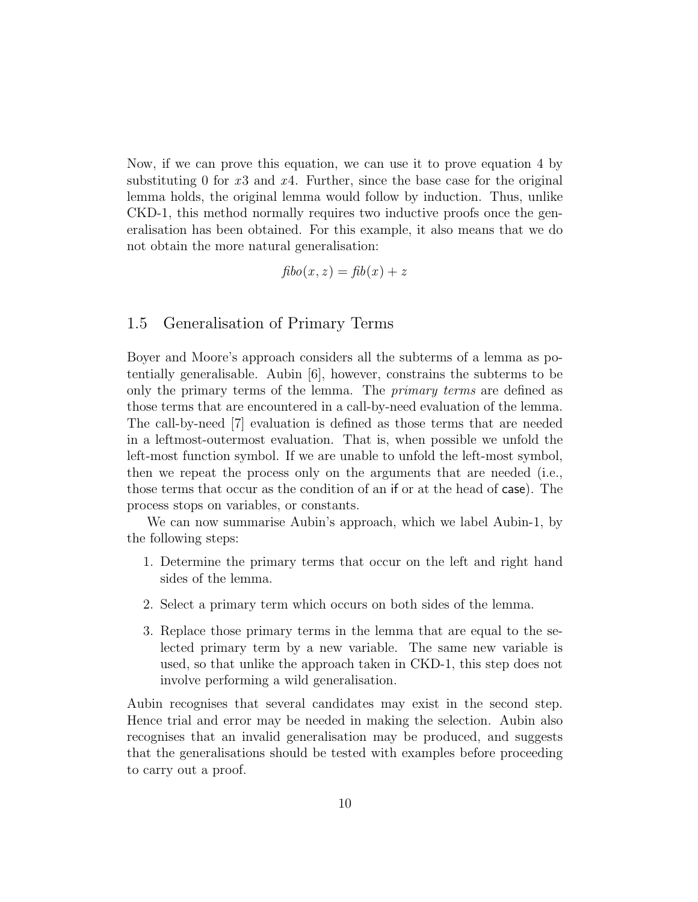Now, if we can prove this equation, we can use it to prove equation 4 by substituting 0 for $x3$ and $x4$. Further, since the base case for the original lemma holds, the original lemma would follow by induction. Thus, unlike CKD-1, this method normally requires two inductive proofs once the generalisation has been obtained. For this example, it also means that we do not obtain the more natural generalisation:

$$\mathit{fibo}(x, z) = \mathit{fib}(x) + z$$

## 1.5 Generalisation of Primary Terms

Boyer and Moore's approach considers all the subterms of a lemma as potentially generalisable. Aubin [6], however, constrains the subterms to be only the primary terms of the lemma. The *primary terms* are defined as those terms that are encountered in a call-by-need evaluation of the lemma. The call-by-need [7] evaluation is defined as those terms that are needed in a leftmost-outermost evaluation. That is, when possible we unfold the left-most function symbol. If we are unable to unfold the left-most symbol, then we repeat the process only on the arguments that are needed (i.e., those terms that occur as the condition of an if or at the head of case). The process stops on variables, or constants.

We can now summarise Aubin's approach, which we label Aubin-1, by the following steps:

1. Determine the primary terms that occur on the left and right hand sides of the lemma.
2. Select a primary term which occurs on both sides of the lemma.
3. Replace those primary terms in the lemma that are equal to the selected primary term by a new variable. The same new variable is used, so that unlike the approach taken in CKD-1, this step does not involve performing a wild generalisation.

Aubin recognises that several candidates may exist in the second step. Hence trial and error may be needed in making the selection. Aubin also recognises that an invalid generalisation may be produced, and suggests that the generalisations should be tested with examples before proceeding to carry out a proof.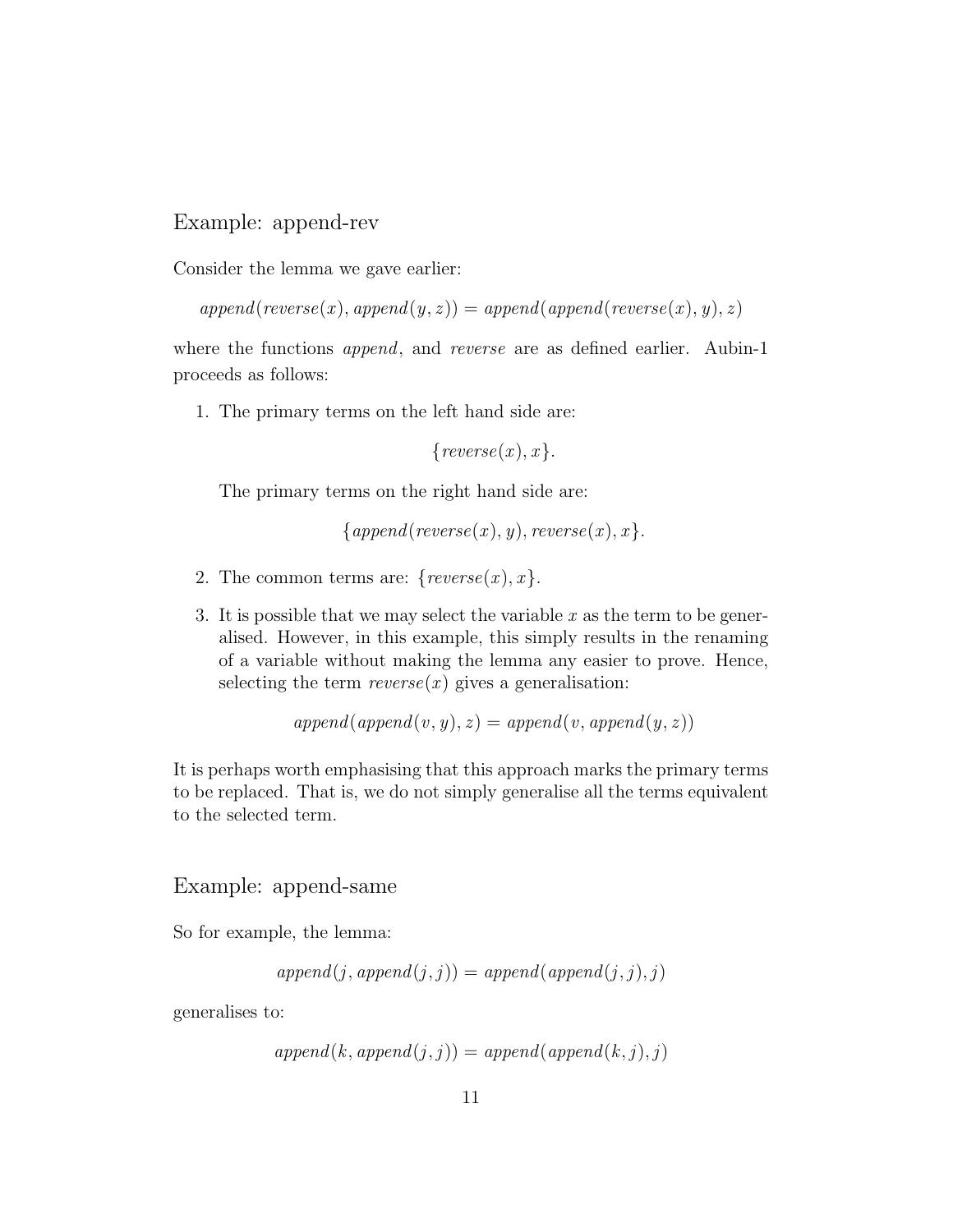## Example: append-rev

Consider the lemma we gave earlier:

$$append(reverse(x), append(y, z)) = append(append(reverse(x), y), z)$$

where the functions *append*, and *reverse* are as defined earlier. Aubin-1 proceeds as follows:

1. The primary terms on the left hand side are:

   $$\{reverse(x), x\}.$$

   The primary terms on the right hand side are:

   $$\{append(reverse(x), y), reverse(x), x\}.$$

2. The common terms are: $\{reverse(x), x\}$.

3. It is possible that we may select the variable $x$ as the term to be generalised. However, in this example, this simply results in the renaming of a variable without making the lemma any easier to prove. Hence, selecting the term $reverse(x)$ gives a generalisation:

   $$append(append(v, y), z) = append(v, append(y, z))$$

It is perhaps worth emphasising that this approach marks the primary terms to be replaced. That is, we do not simply generalise all the terms equivalent to the selected term.

## Example: append-same

So for example, the lemma:

$$append(j, append(j, j)) = append(append(j, j), j)$$

generalises to:

$$append(k, append(j, j)) = append(append(k, j), j)$$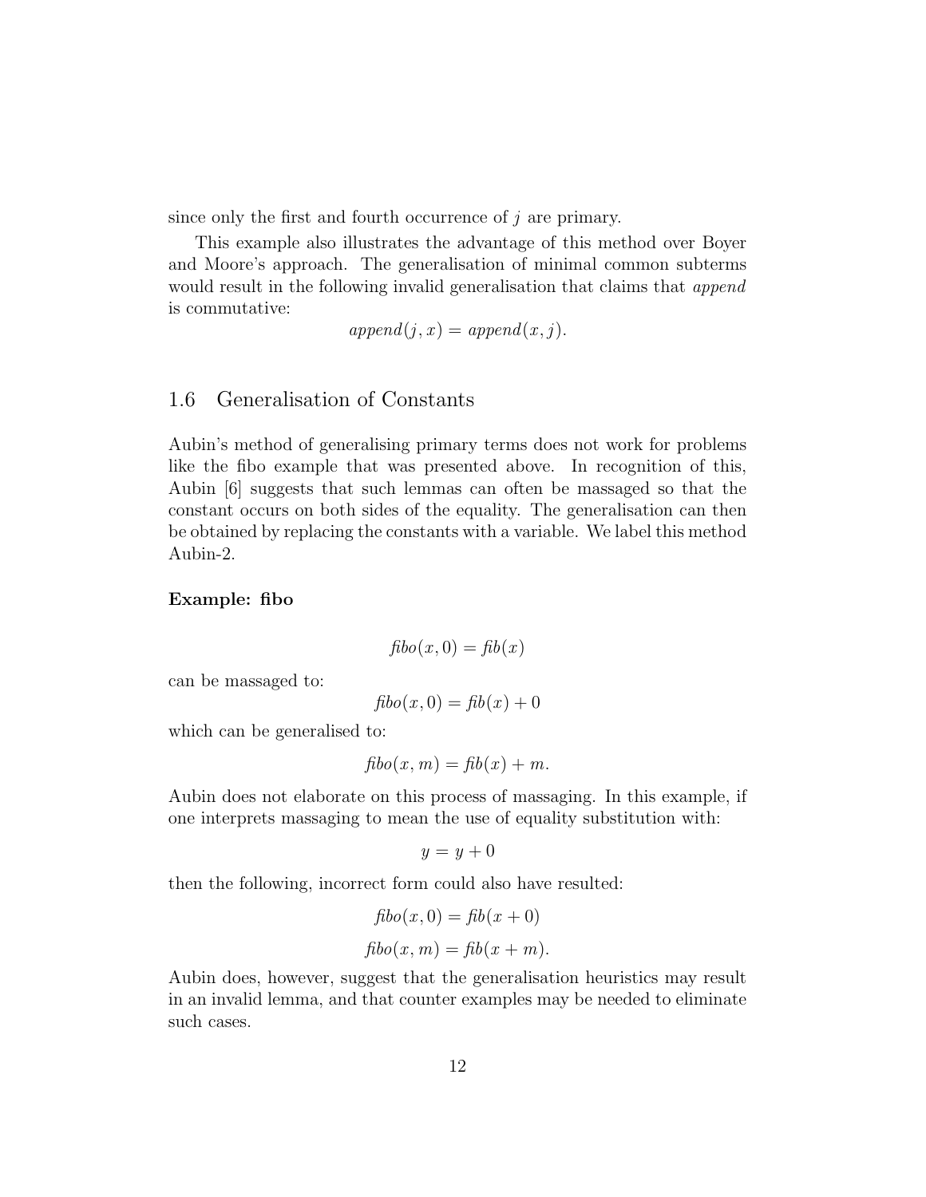since only the first and fourth occurrence of $j$ are primary.

This example also illustrates the advantage of this method over Boyer and Moore's approach. The generalisation of minimal common subterms would result in the following invalid generalisation that claims that *append* is commutative:

$$append(j, x) = append(x, j).$$

## 1.6 Generalisation of Constants

Aubin's method of generalising primary terms does not work for problems like the fibo example that was presented above. In recognition of this, Aubin [6] suggests that such lemmas can often be massaged so that the constant occurs on both sides of the equality. The generalisation can then be obtained by replacing the constants with a variable. We label this method Aubin-2.

**Example: fibo**

$$fibo(x, 0) = fib(x)$$

can be massaged to:

$$fibo(x, 0) = fib(x) + 0$$

which can be generalised to:

$$fibo(x, m) = fib(x) + m.$$

Aubin does not elaborate on this process of massaging. In this example, if one interprets massaging to mean the use of equality substitution with:

$$y = y + 0$$

then the following, incorrect form could also have resulted:

$$fibo(x, 0) = fib(x + 0)$$

$$fibo(x, m) = fib(x + m).$$

Aubin does, however, suggest that the generalisation heuristics may result in an invalid lemma, and that counter examples may be needed to eliminate such cases.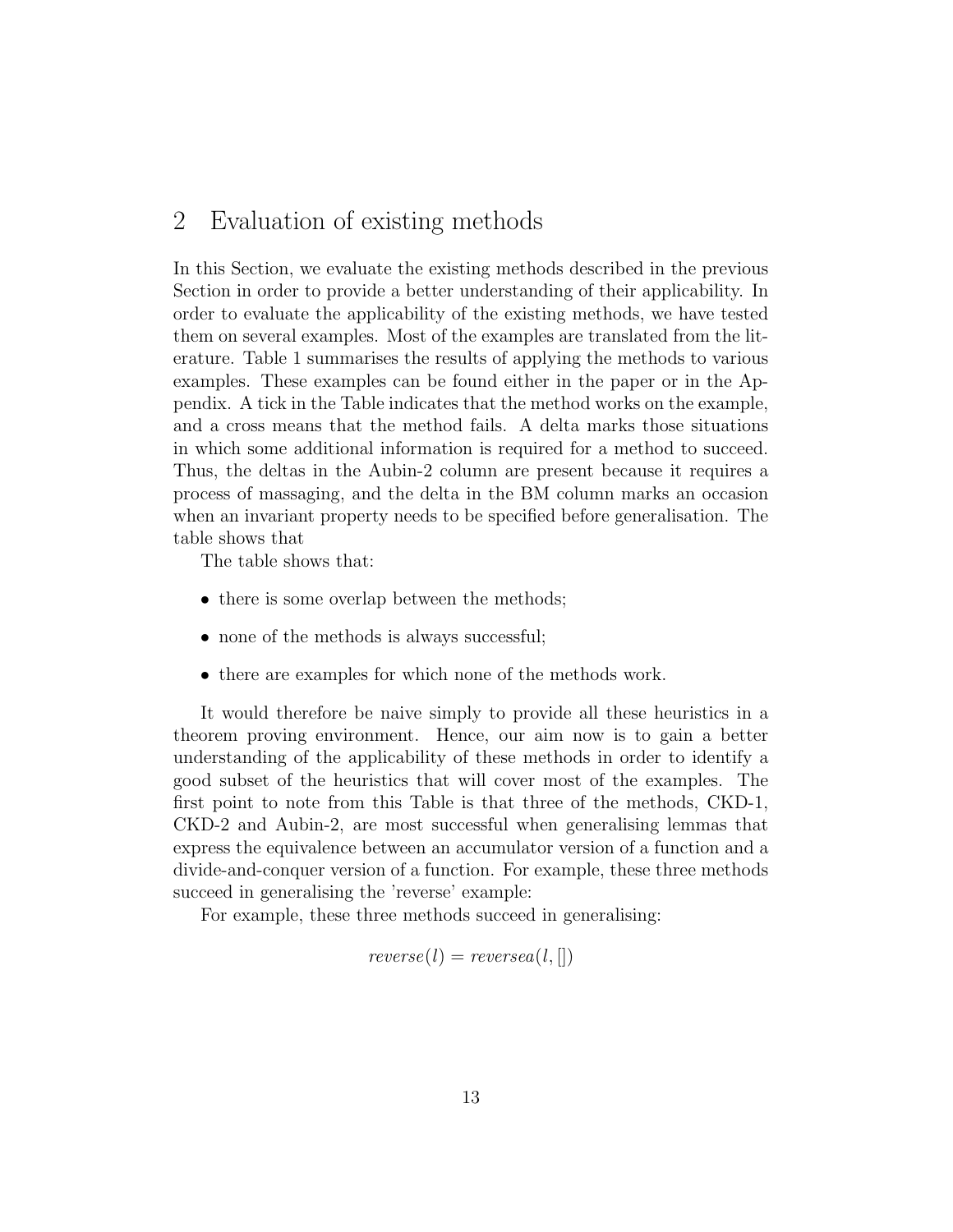## 2 Evaluation of existing methods

In this Section, we evaluate the existing methods described in the previous Section in order to provide a better understanding of their applicability. In order to evaluate the applicability of the existing methods, we have tested them on several examples. Most of the examples are translated from the literature. Table 1 summarises the results of applying the methods to various examples. These examples can be found either in the paper or in the Appendix. A tick in the Table indicates that the method works on the example, and a cross means that the method fails. A delta marks those situations in which some additional information is required for a method to succeed. Thus, the deltas in the Aubin-2 column are present because it requires a process of massaging, and the delta in the BM column marks an occasion when an invariant property needs to be specified before generalisation. The table shows that

The table shows that:

- there is some overlap between the methods;
- none of the methods is always successful;
- there are examples for which none of the methods work.

It would therefore be naive simply to provide all these heuristics in a theorem proving environment. Hence, our aim now is to gain a better understanding of the applicability of these methods in order to identify a good subset of the heuristics that will cover most of the examples. The first point to note from this Table is that three of the methods, CKD-1, CKD-2 and Aubin-2, are most successful when generalising lemmas that express the equivalence between an accumulator version of a function and a divide-and-conquer version of a function. For example, these three methods succeed in generalising the 'reverse' example:

For example, these three methods succeed in generalising:

$$reverse(l) = reversea(l, [])$$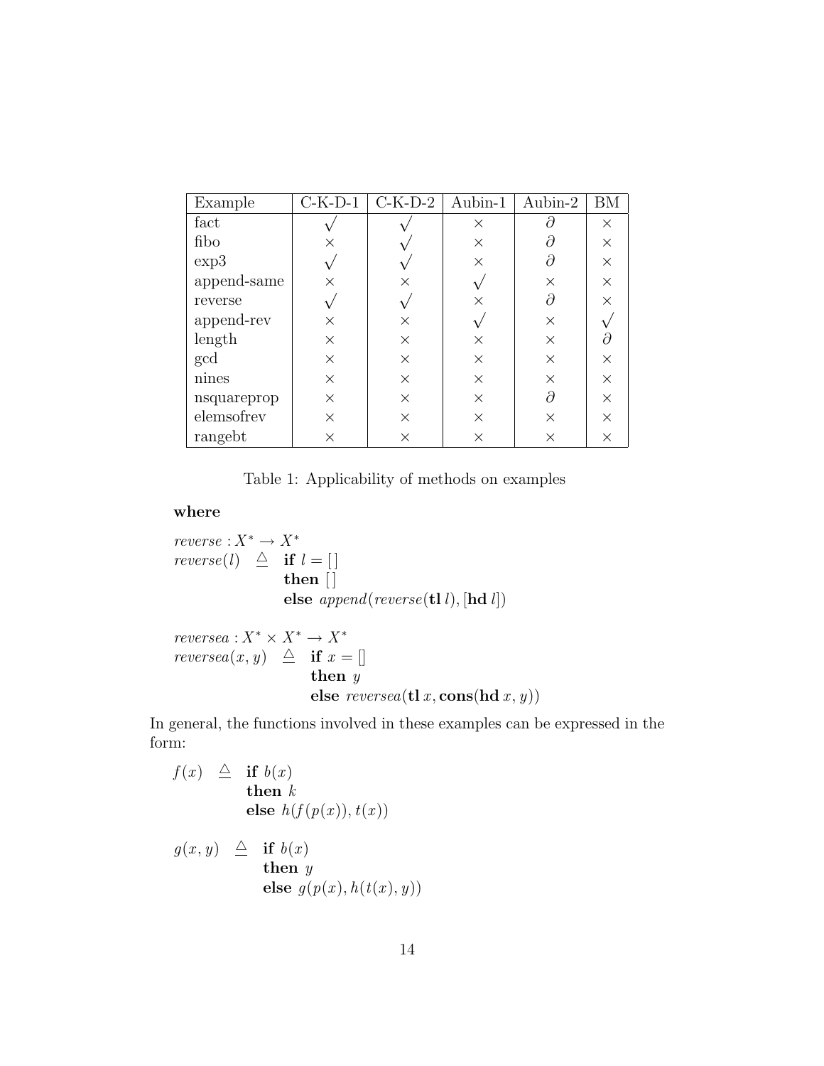| Example | C-K-D-1 | C-K-D-2 | Aubin-1 | Aubin-2 | BM |
|---|---|---|---|---|---|
| fact | $\surd$ | $\surd$ | $\times$ | $\partial$ | $\times$ |
| fibo | $\times$ | $\surd$ | $\times$ | $\partial$ | $\times$ |
| exp3 | $\surd$ | $\surd$ | $\times$ | $\partial$ | $\times$ |
| append-same | $\times$ | $\times$ | $\surd$ | $\times$ | $\times$ |
| reverse | $\surd$ | $\surd$ | $\times$ | $\partial$ | $\times$ |
| append-rev | $\times$ | $\times$ | $\surd$ | $\times$ | $\surd$ |
| length | $\times$ | $\times$ | $\times$ | $\times$ | $\partial$ |
| gcd | $\times$ | $\times$ | $\times$ | $\times$ | $\times$ |
| nines | $\times$ | $\times$ | $\times$ | $\times$ | $\times$ |
| nsquareprop | $\times$ | $\times$ | $\times$ | $\partial$ | $\times$ |
| elemsofrev | $\times$ | $\times$ | $\times$ | $\times$ | $\times$ |
| rangebt | $\times$ | $\times$ | $\times$ | $\times$ | $\times$ |

Table 1: Applicability of methods on examples

**where**

$$
\begin{aligned}
&\mathit{reverse} : X^* \to X^* \\
&\mathit{reverse}(l) \;\; \triangleq \;\; \textbf{if } l = [\,] \\
&\qquad\qquad\qquad\;\; \textbf{then } [\,] \\
&\qquad\qquad\qquad\;\; \textbf{else } \mathit{append}(\mathit{reverse}(\textbf{tl}\, l), [\textbf{hd}\, l])
\end{aligned}
$$

$$
\begin{aligned}
&\mathit{reversea} : X^* \times X^* \to X^* \\
&\mathit{reversea}(x, y) \;\; \triangleq \;\; \textbf{if } x = [] \\
&\qquad\qquad\qquad\qquad \textbf{then } y \\
&\qquad\qquad\qquad\qquad \textbf{else } \mathit{reversea}(\textbf{tl}\, x, \textbf{cons}(\textbf{hd}\, x, y))
\end{aligned}
$$

In general, the functions involved in these examples can be expressed in the form:

$$
\begin{aligned}
f(x) \;\; \triangleq \;\; & \textbf{if } b(x) \\
& \textbf{then } k \\
& \textbf{else } h(f(p(x)), t(x))
\end{aligned}
$$

$$
\begin{aligned}
g(x, y) \;\; \triangleq \;\; & \textbf{if } b(x) \\
& \textbf{then } y \\
& \textbf{else } g(p(x), h(t(x), y))
\end{aligned}
$$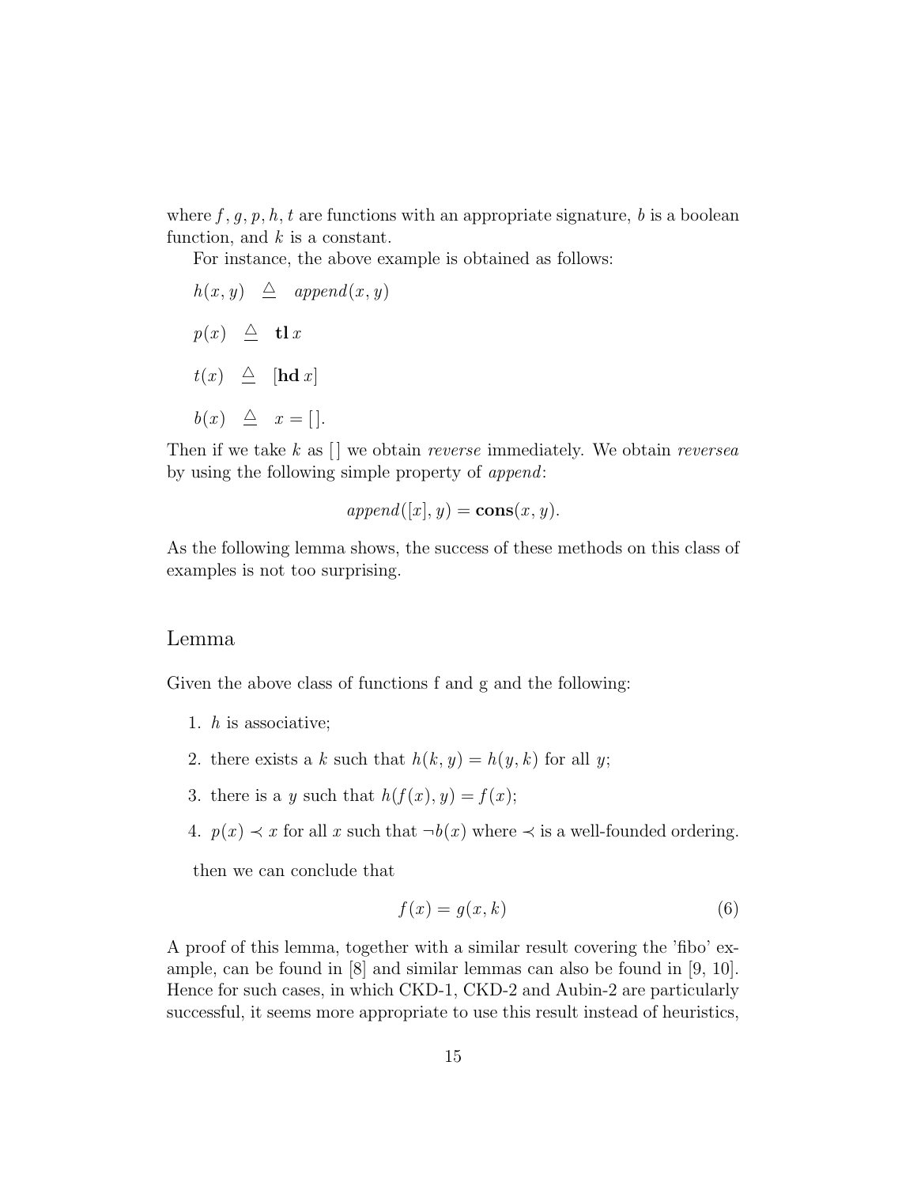where $f, g, p, h, t$ are functions with an appropriate signature, $b$ is a boolean function, and $k$ is a constant.

For instance, the above example is obtained as follows:

$$h(x, y) \triangleq append(x, y)$$

$$p(x) \triangleq \mathbf{tl}\, x$$

$$t(x) \triangleq [\mathbf{hd}\, x]$$

$$b(x) \triangleq x = [\,].$$

Then if we take $k$ as $[\,]$ we obtain *reverse* immediately. We obtain *reversea* by using the following simple property of *append*:

$$append([x], y) = \mathbf{cons}(x, y).$$

As the following lemma shows, the success of these methods on this class of examples is not too surprising.

## Lemma

Given the above class of functions f and g and the following:

1. $h$ is associative;
2. there exists a $k$ such that $h(k, y) = h(y, k)$ for all $y$;
3. there is a $y$ such that $h(f(x), y) = f(x)$;
4. $p(x) \prec x$ for all $x$ such that $\neg b(x)$ where $\prec$ is a well-founded ordering.

then we can conclude that

$$f(x) = g(x, k) \tag{6}$$

A proof of this lemma, together with a similar result covering the 'fibo' example, can be found in [8] and similar lemmas can also be found in [9, 10]. Hence for such cases, in which CKD-1, CKD-2 and Aubin-2 are particularly successful, it seems more appropriate to use this result instead of heuristics,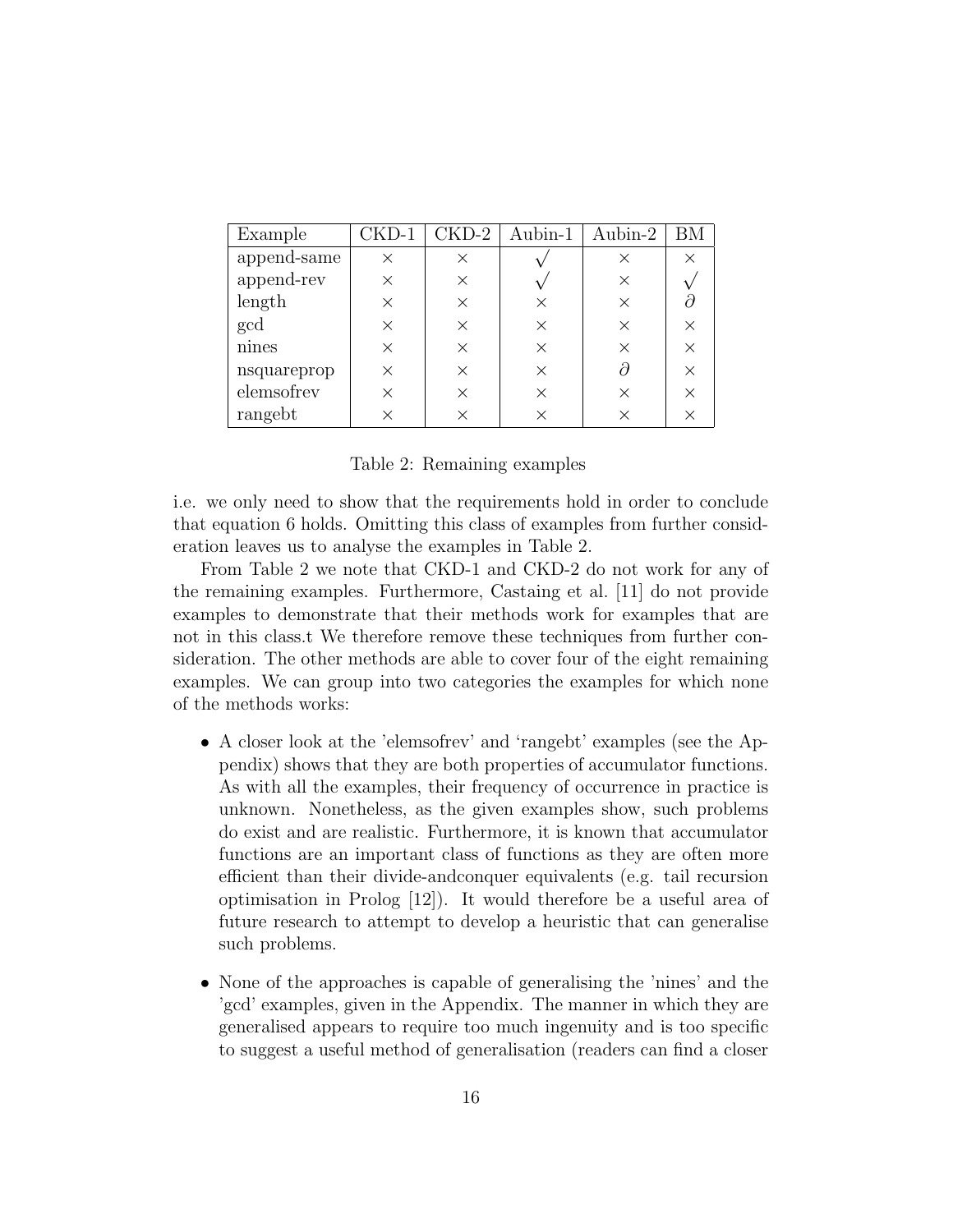| Example | CKD-1 | CKD-2 | Aubin-1 | Aubin-2 | BM |
| --- | --- | --- | --- | --- | --- |
| append-same | $\times$ | $\times$ | $\surd$ | $\times$ | $\times$ |
| append-rev | $\times$ | $\times$ | $\surd$ | $\times$ | $\surd$ |
| length | $\times$ | $\times$ | $\times$ | $\times$ | $\partial$ |
| gcd | $\times$ | $\times$ | $\times$ | $\times$ | $\times$ |
| nines | $\times$ | $\times$ | $\times$ | $\times$ | $\times$ |
| nsquareprop | $\times$ | $\times$ | $\times$ | $\partial$ | $\times$ |
| elemsofrev | $\times$ | $\times$ | $\times$ | $\times$ | $\times$ |
| rangebt | $\times$ | $\times$ | $\times$ | $\times$ | $\times$ |

Table 2: Remaining examples

i.e. we only need to show that the requirements hold in order to conclude that equation 6 holds. Omitting this class of examples from further consideration leaves us to analyse the examples in Table 2.

From Table 2 we note that CKD-1 and CKD-2 do not work for any of the remaining examples. Furthermore, Castaing et al. [11] do not provide examples to demonstrate that their methods work for examples that are not in this class.t We therefore remove these techniques from further consideration. The other methods are able to cover four of the eight remaining examples. We can group into two categories the examples for which none of the methods works:

- A closer look at the 'elemsofrev' and 'rangebt' examples (see the Appendix) shows that they are both properties of accumulator functions. As with all the examples, their frequency of occurrence in practice is unknown. Nonetheless, as the given examples show, such problems do exist and are realistic. Furthermore, it is known that accumulator functions are an important class of functions as they are often more efficient than their divide-andconquer equivalents (e.g. tail recursion optimisation in Prolog [12]). It would therefore be a useful area of future research to attempt to develop a heuristic that can generalise such problems.
- None of the approaches is capable of generalising the 'nines' and the 'gcd' examples, given in the Appendix. The manner in which they are generalised appears to require too much ingenuity and is too specific to suggest a useful method of generalisation (readers can find a closer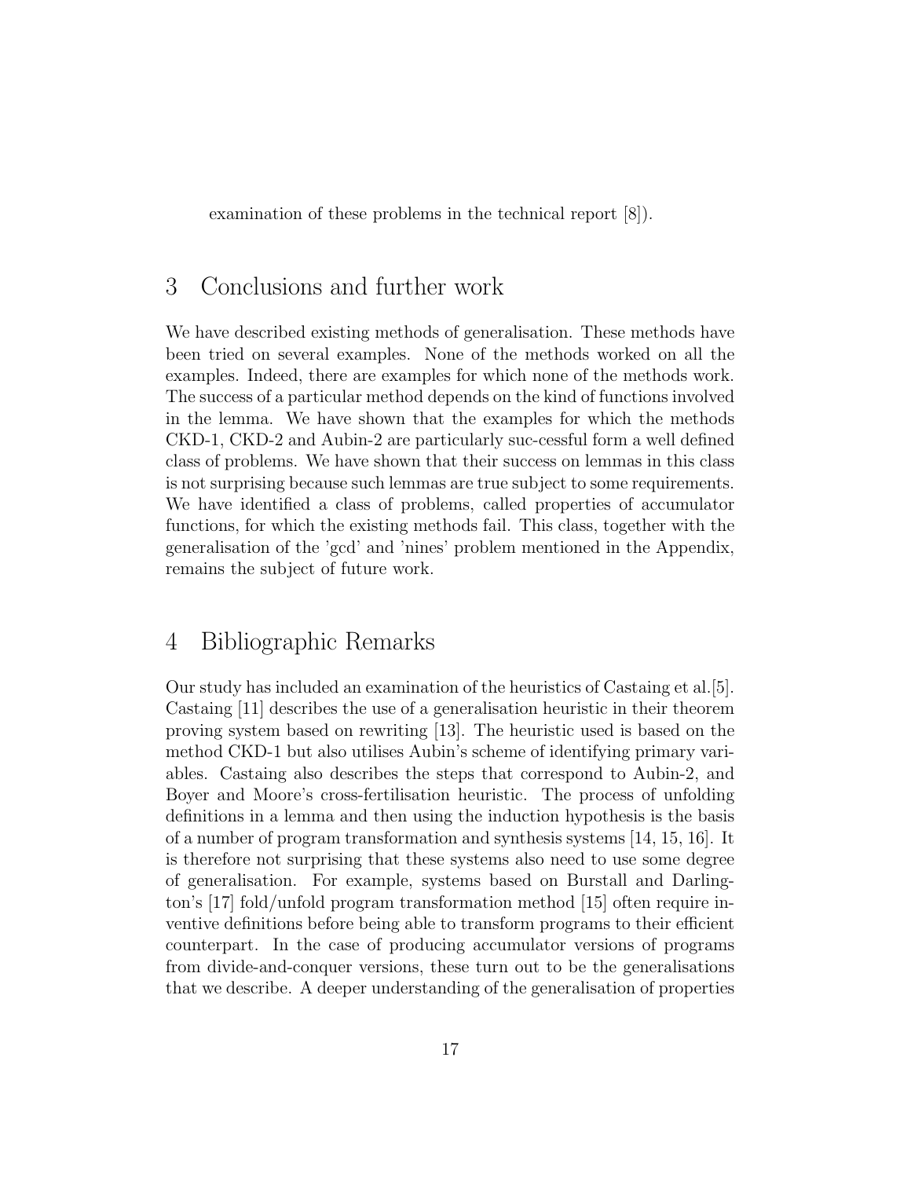examination of these problems in the technical report [8]).

## 3 Conclusions and further work

We have described existing methods of generalisation. These methods have been tried on several examples. None of the methods worked on all the examples. Indeed, there are examples for which none of the methods work. The success of a particular method depends on the kind of functions involved in the lemma. We have shown that the examples for which the methods CKD-1, CKD-2 and Aubin-2 are particularly suc-cessful form a well defined class of problems. We have shown that their success on lemmas in this class is not surprising because such lemmas are true subject to some requirements. We have identified a class of problems, called properties of accumulator functions, for which the existing methods fail. This class, together with the generalisation of the 'gcd' and 'nines' problem mentioned in the Appendix, remains the subject of future work.

## 4 Bibliographic Remarks

Our study has included an examination of the heuristics of Castaing et al.[5]. Castaing [11] describes the use of a generalisation heuristic in their theorem proving system based on rewriting [13]. The heuristic used is based on the method CKD-1 but also utilises Aubin's scheme of identifying primary variables. Castaing also describes the steps that correspond to Aubin-2, and Boyer and Moore's cross-fertilisation heuristic. The process of unfolding definitions in a lemma and then using the induction hypothesis is the basis of a number of program transformation and synthesis systems [14, 15, 16]. It is therefore not surprising that these systems also need to use some degree of generalisation. For example, systems based on Burstall and Darlington's [17] fold/unfold program transformation method [15] often require inventive definitions before being able to transform programs to their efficient counterpart. In the case of producing accumulator versions of programs from divide-and-conquer versions, these turn out to be the generalisations that we describe. A deeper understanding of the generalisation of properties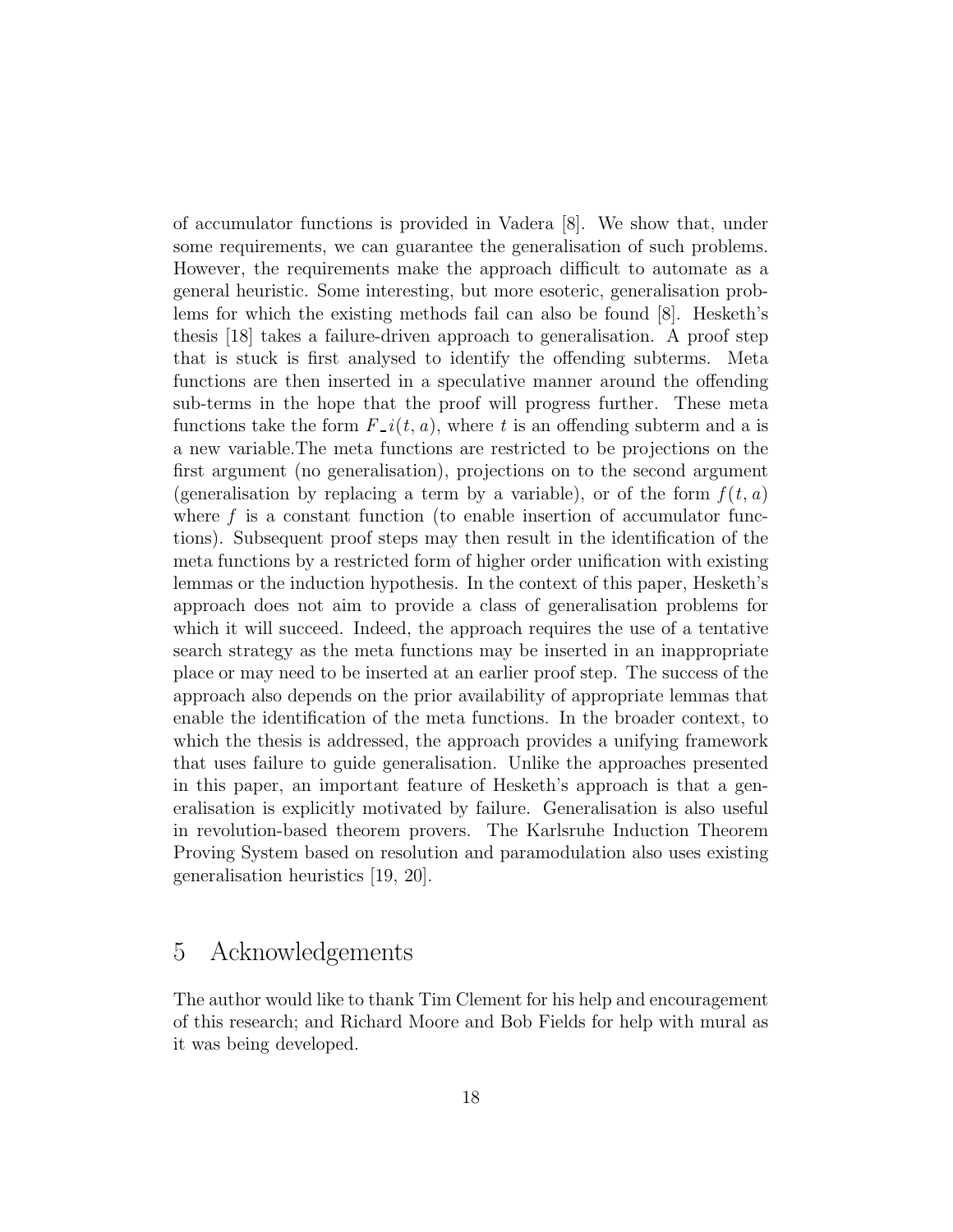of accumulator functions is provided in Vadera [8]. We show that, under some requirements, we can guarantee the generalisation of such problems. However, the requirements make the approach difficult to automate as a general heuristic. Some interesting, but more esoteric, generalisation problems for which the existing methods fail can also be found [8]. Hesketh's thesis [18] takes a failure-driven approach to generalisation. A proof step that is stuck is first analysed to identify the offending subterms. Meta functions are then inserted in a speculative manner around the offending sub-terms in the hope that the proof will progress further. These meta functions take the form $F\_i(t, a)$, where $t$ is an offending subterm and a is a new variable.The meta functions are restricted to be projections on the first argument (no generalisation), projections on to the second argument (generalisation by replacing a term by a variable), or of the form $f(t, a)$ where $f$ is a constant function (to enable insertion of accumulator functions). Subsequent proof steps may then result in the identification of the meta functions by a restricted form of higher order unification with existing lemmas or the induction hypothesis. In the context of this paper, Hesketh's approach does not aim to provide a class of generalisation problems for which it will succeed. Indeed, the approach requires the use of a tentative search strategy as the meta functions may be inserted in an inappropriate place or may need to be inserted at an earlier proof step. The success of the approach also depends on the prior availability of appropriate lemmas that enable the identification of the meta functions. In the broader context, to which the thesis is addressed, the approach provides a unifying framework that uses failure to guide generalisation. Unlike the approaches presented in this paper, an important feature of Hesketh's approach is that a generalisation is explicitly motivated by failure. Generalisation is also useful in revolution-based theorem provers. The Karlsruhe Induction Theorem Proving System based on resolution and paramodulation also uses existing generalisation heuristics [19, 20].

# 5 Acknowledgements

The author would like to thank Tim Clement for his help and encouragement of this research; and Richard Moore and Bob Fields for help with mural as it was being developed.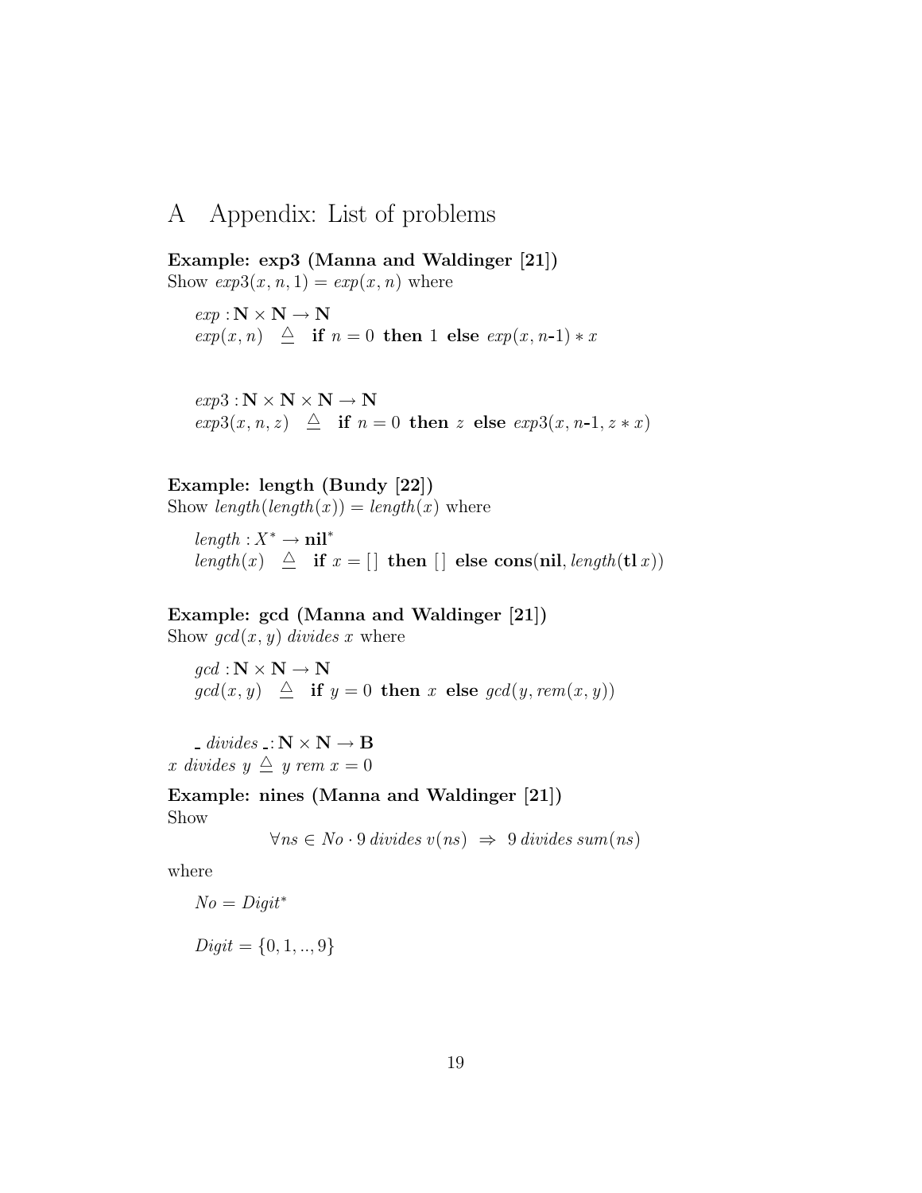# A Appendix: List of problems

**Example: exp3 (Manna and Waldinger [21])**
Show $exp3(x, n, 1) = exp(x, n)$ where

$exp : \mathbf{N} \times \mathbf{N} \to \mathbf{N}$
$exp(x, n) \quad \triangleq \quad \textbf{if } n = 0 \textbf{ then } 1 \textbf{ else } exp(x, n\text{-}1) * x$

$exp3 : \mathbf{N} \times \mathbf{N} \times \mathbf{N} \to \mathbf{N}$
$exp3(x, n, z) \quad \triangleq \quad \textbf{if } n = 0 \textbf{ then } z \textbf{ else } exp3(x, n\text{-}1, z * x)$

**Example: length (Bundy [22])**
Show $length(length(x)) = length(x)$ where

$length : X^* \to \mathbf{nil}^*$
$length(x) \quad \triangleq \quad \textbf{if } x = [\,] \textbf{ then } [\,] \textbf{ else } \mathbf{cons}(\mathbf{nil}, length(\mathbf{tl}\, x))$

**Example: gcd (Manna and Waldinger [21])**
Show $gcd(x, y)$ *divides* $x$ where

$gcd : \mathbf{N} \times \mathbf{N} \to \mathbf{N}$
$gcd(x, y) \quad \triangleq \quad \textbf{if } y = 0 \textbf{ then } x \textbf{ else } gcd(y, rem(x, y))$

$\_\ divides\ \_ : \mathbf{N} \times \mathbf{N} \to \mathbf{B}$
$x\ divides\ y \triangleq y\ rem\ x = 0$

**Example: nines (Manna and Waldinger [21])**
Show

$$\forall ns \in No \cdot 9\ divides\ v(ns) \ \Rightarrow\ 9\ divides\ sum(ns)$$

where

$No = Digit^*$

$Digit = \{0, 1, .., 9\}$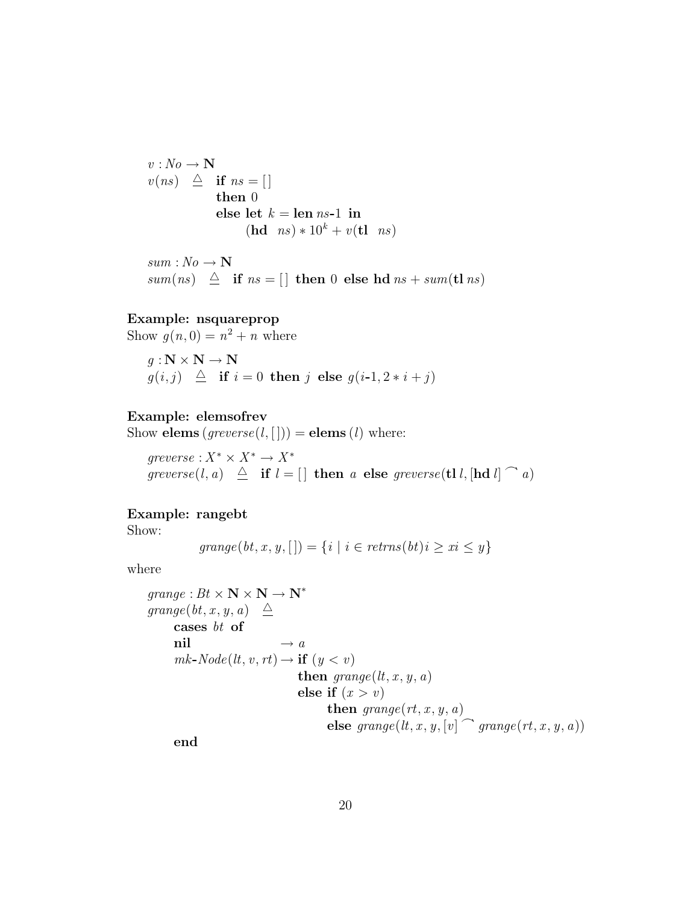$v : No \to \mathbf{N}$

$$v(ns) \quad \triangleq \quad \textbf{if } ns = [\,] \textbf{ then } 0 \textbf{ else let } k = \textbf{len } ns\text{-}1 \textbf{ in } (\textbf{hd } ns) * 10^k + v(\textbf{tl } ns)$$

$sum : No \to \mathbf{N}$

$$sum(ns) \quad \triangleq \quad \textbf{if } ns = [\,] \textbf{ then } 0 \textbf{ else hd } ns + sum(\textbf{tl } ns)$$

**Example: nsquareprop**

Show $g(n, 0) = n^2 + n$ where

$g : \mathbf{N} \times \mathbf{N} \to \mathbf{N}$

$$g(i, j) \quad \triangleq \quad \textbf{if } i = 0 \textbf{ then } j \textbf{ else } g(i\text{-}1, 2 * i + j)$$

**Example: elemsofrev**

Show $\textbf{elems}\,(greverse(l, [\,])) = \textbf{elems}\,(l)$ where:

$greverse : X^* \times X^* \to X^*$

$$greverse(l, a) \quad \triangleq \quad \textbf{if } l = [\,] \textbf{ then } a \textbf{ else } greverse(\textbf{tl}\, l, [\textbf{hd}\, l] \frown a)$$

**Example: rangebt**

Show:

$$grange(bt, x, y, [\,]) = \{i \mid i \in retrns(bt) i \geq x i \leq y\}$$

where

$grange : Bt \times \mathbf{N} \times \mathbf{N} \to \mathbf{N}^*$

$grange(bt, x, y, a) \quad \triangleq$

```
cases bt of
nil                 → a
mk-Node(lt, v, rt)  → if (y < v)
                        then grange(lt, x, y, a)
                        else if (x > v)
                               then grange(rt, x, y, a)
                               else grange(lt, x, y, [v] ⁀ grange(rt, x, y, a))
end
```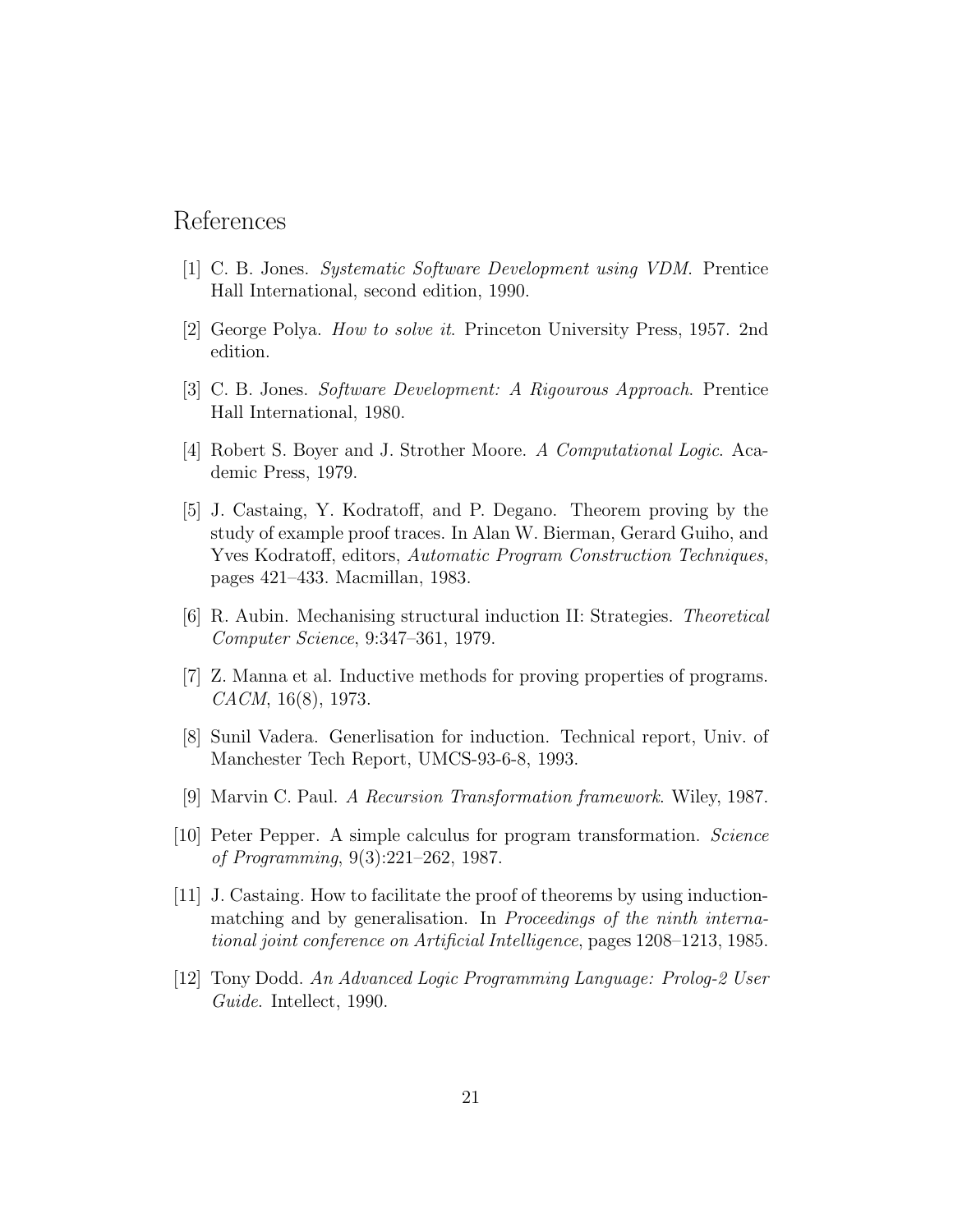# References

[1] C. B. Jones. *Systematic Software Development using VDM*. Prentice Hall International, second edition, 1990.

[2] George Polya. *How to solve it*. Princeton University Press, 1957. 2nd edition.

[3] C. B. Jones. *Software Development: A Rigourous Approach*. Prentice Hall International, 1980.

[4] Robert S. Boyer and J. Strother Moore. *A Computational Logic*. Academic Press, 1979.

[5] J. Castaing, Y. Kodratoff, and P. Degano. Theorem proving by the study of example proof traces. In Alan W. Bierman, Gerard Guiho, and Yves Kodratoff, editors, *Automatic Program Construction Techniques*, pages 421–433. Macmillan, 1983.

[6] R. Aubin. Mechanising structural induction II: Strategies. *Theoretical Computer Science*, 9:347–361, 1979.

[7] Z. Manna et al. Inductive methods for proving properties of programs. *CACM*, 16(8), 1973.

[8] Sunil Vadera. Generlisation for induction. Technical report, Univ. of Manchester Tech Report, UMCS-93-6-8, 1993.

[9] Marvin C. Paul. *A Recursion Transformation framework*. Wiley, 1987.

[10] Peter Pepper. A simple calculus for program transformation. *Science of Programming*, 9(3):221–262, 1987.

[11] J. Castaing. How to facilitate the proof of theorems by using induction-matching and by generalisation. In *Proceedings of the ninth international joint conference on Artificial Intelligence*, pages 1208–1213, 1985.

[12] Tony Dodd. *An Advanced Logic Programming Language: Prolog-2 User Guide*. Intellect, 1990.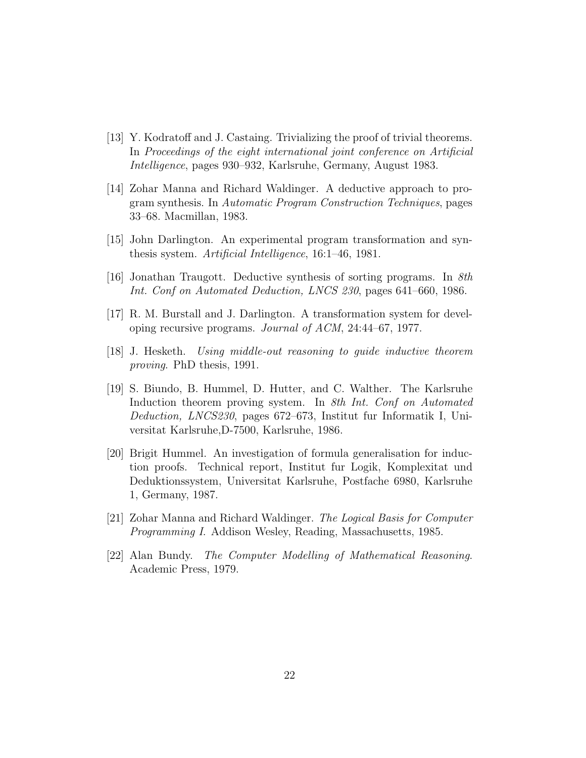[13] Y. Kodratoff and J. Castaing. Trivializing the proof of trivial theorems. In *Proceedings of the eight international joint conference on Artificial Intelligence*, pages 930–932, Karlsruhe, Germany, August 1983.

[14] Zohar Manna and Richard Waldinger. A deductive approach to program synthesis. In *Automatic Program Construction Techniques*, pages 33–68. Macmillan, 1983.

[15] John Darlington. An experimental program transformation and synthesis system. *Artificial Intelligence*, 16:1–46, 1981.

[16] Jonathan Traugott. Deductive synthesis of sorting programs. In *8th Int. Conf on Automated Deduction, LNCS 230*, pages 641–660, 1986.

[17] R. M. Burstall and J. Darlington. A transformation system for developing recursive programs. *Journal of ACM*, 24:44–67, 1977.

[18] J. Hesketh. *Using middle-out reasoning to guide inductive theorem proving*. PhD thesis, 1991.

[19] S. Biundo, B. Hummel, D. Hutter, and C. Walther. The Karlsruhe Induction theorem proving system. In *8th Int. Conf on Automated Deduction, LNCS230*, pages 672–673, Institut fur Informatik I, Universitat Karlsruhe,D-7500, Karlsruhe, 1986.

[20] Brigit Hummel. An investigation of formula generalisation for induction proofs. Technical report, Institut fur Logik, Komplexitat und Deduktionssystem, Universitat Karlsruhe, Postfache 6980, Karlsruhe 1, Germany, 1987.

[21] Zohar Manna and Richard Waldinger. *The Logical Basis for Computer Programming I.* Addison Wesley, Reading, Massachusetts, 1985.

[22] Alan Bundy. *The Computer Modelling of Mathematical Reasoning*. Academic Press, 1979.